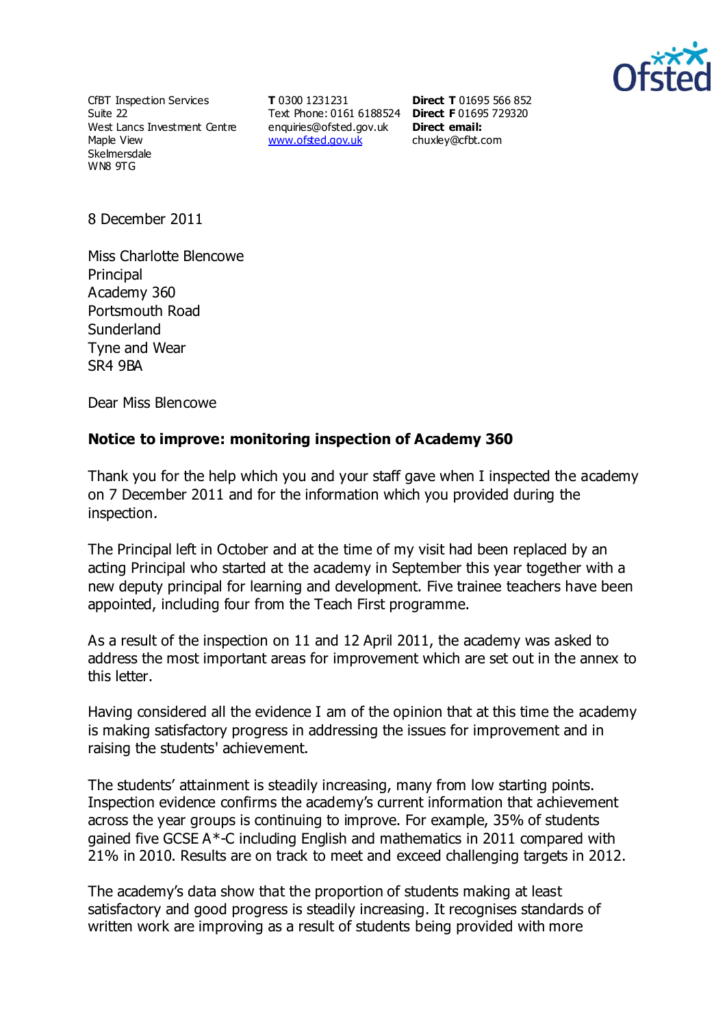CfBT Inspection Services
Suite 22
West Lancs Investment Centre
Maple View
Skelmersdale
WN8 9TG

**T** 0300 1231231
Text Phone: 0161 6188524
enquiries@ofsted.gov.uk
www.ofsted.gov.uk

**Direct T** 01695 566 852
**Direct F** 01695 729320
**Direct email:**
chuxley@cfbt.com

8 December 2011

Miss Charlotte Blencowe
Principal
Academy 360
Portsmouth Road
Sunderland
Tyne and Wear
SR4 9BA

Dear Miss Blencowe

**Notice to improve: monitoring inspection of Academy 360**

Thank you for the help which you and your staff gave when I inspected the academy on 7 December 2011 and for the information which you provided during the inspection*.*

The Principal left in October and at the time of my visit had been replaced by an acting Principal who started at the academy in September this year together with a new deputy principal for learning and development. Five trainee teachers have been appointed, including four from the Teach First programme.

As a result of the inspection on 11 and 12 April 2011, the academy was asked to address the most important areas for improvement which are set out in the annex to this letter.

Having considered all the evidence I am of the opinion that at this time the academy is making satisfactory progress in addressing the issues for improvement and in raising the students' achievement.

The students' attainment is steadily increasing, many from low starting points. Inspection evidence confirms the academy's current information that achievement across the year groups is continuing to improve. For example, 35% of students gained five GCSE A*-C including English and mathematics in 2011 compared with 21% in 2010. Results are on track to meet and exceed challenging targets in 2012.

The academy's data show that the proportion of students making at least satisfactory and good progress is steadily increasing. It recognises standards of written work are improving as a result of students being provided with more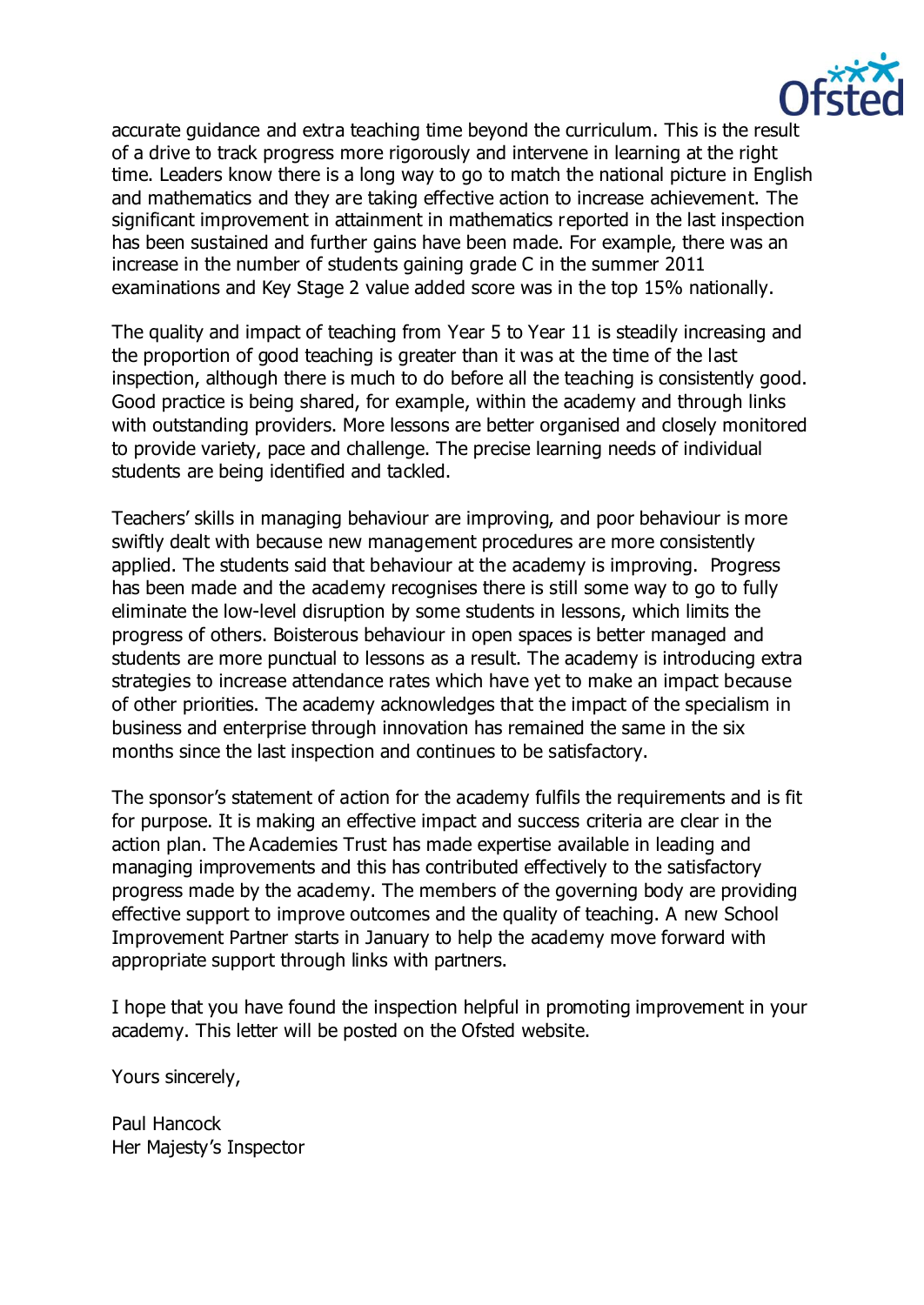accurate guidance and extra teaching time beyond the curriculum. This is the result of a drive to track progress more rigorously and intervene in learning at the right time. Leaders know there is a long way to go to match the national picture in English and mathematics and they are taking effective action to increase achievement. The significant improvement in attainment in mathematics reported in the last inspection has been sustained and further gains have been made. For example, there was an increase in the number of students gaining grade C in the summer 2011 examinations and Key Stage 2 value added score was in the top 15% nationally.

The quality and impact of teaching from Year 5 to Year 11 is steadily increasing and the proportion of good teaching is greater than it was at the time of the last inspection, although there is much to do before all the teaching is consistently good. Good practice is being shared, for example, within the academy and through links with outstanding providers. More lessons are better organised and closely monitored to provide variety, pace and challenge. The precise learning needs of individual students are being identified and tackled.

Teachers' skills in managing behaviour are improving, and poor behaviour is more swiftly dealt with because new management procedures are more consistently applied. The students said that behaviour at the academy is improving. Progress has been made and the academy recognises there is still some way to go to fully eliminate the low-level disruption by some students in lessons, which limits the progress of others. Boisterous behaviour in open spaces is better managed and students are more punctual to lessons as a result. The academy is introducing extra strategies to increase attendance rates which have yet to make an impact because of other priorities. The academy acknowledges that the impact of the specialism in business and enterprise through innovation has remained the same in the six months since the last inspection and continues to be satisfactory.

The sponsor's statement of action for the academy fulfils the requirements and is fit for purpose. It is making an effective impact and success criteria are clear in the action plan. The Academies Trust has made expertise available in leading and managing improvements and this has contributed effectively to the satisfactory progress made by the academy. The members of the governing body are providing effective support to improve outcomes and the quality of teaching. A new School Improvement Partner starts in January to help the academy move forward with appropriate support through links with partners.

I hope that you have found the inspection helpful in promoting improvement in your academy. This letter will be posted on the Ofsted website.

Yours sincerely,

Paul Hancock
Her Majesty's Inspector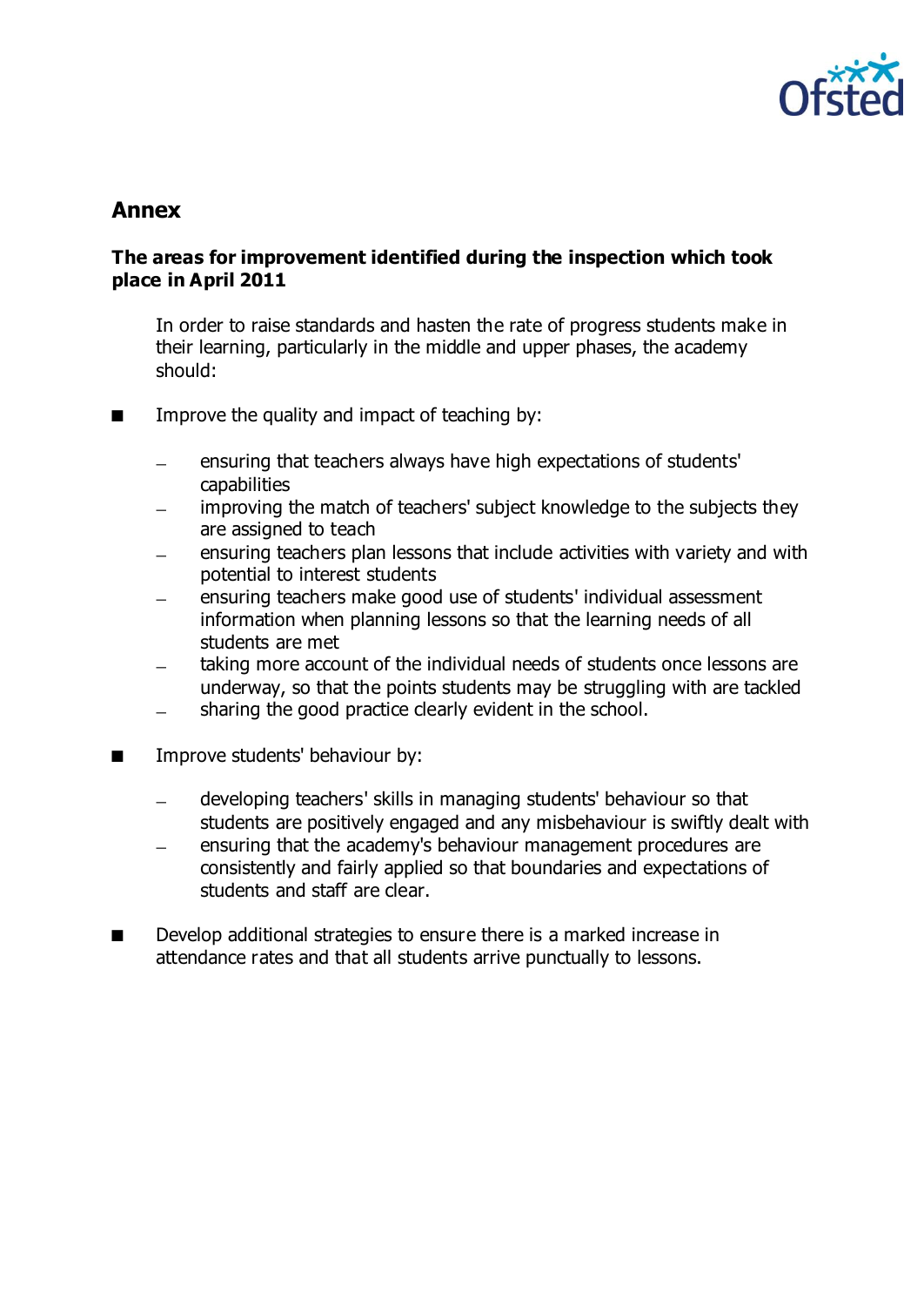## Annex

### The areas for improvement identified during the inspection which took place in April 2011

In order to raise standards and hasten the rate of progress students make in their learning, particularly in the middle and upper phases, the academy should:

- Improve the quality and impact of teaching by:
  - ensuring that teachers always have high expectations of students' capabilities
  - improving the match of teachers' subject knowledge to the subjects they are assigned to teach
  - ensuring teachers plan lessons that include activities with variety and with potential to interest students
  - ensuring teachers make good use of students' individual assessment information when planning lessons so that the learning needs of all students are met
  - taking more account of the individual needs of students once lessons are underway, so that the points students may be struggling with are tackled
  - sharing the good practice clearly evident in the school.
- Improve students' behaviour by:
  - developing teachers' skills in managing students' behaviour so that students are positively engaged and any misbehaviour is swiftly dealt with
  - ensuring that the academy's behaviour management procedures are consistently and fairly applied so that boundaries and expectations of students and staff are clear.
- Develop additional strategies to ensure there is a marked increase in attendance rates and that all students arrive punctually to lessons.